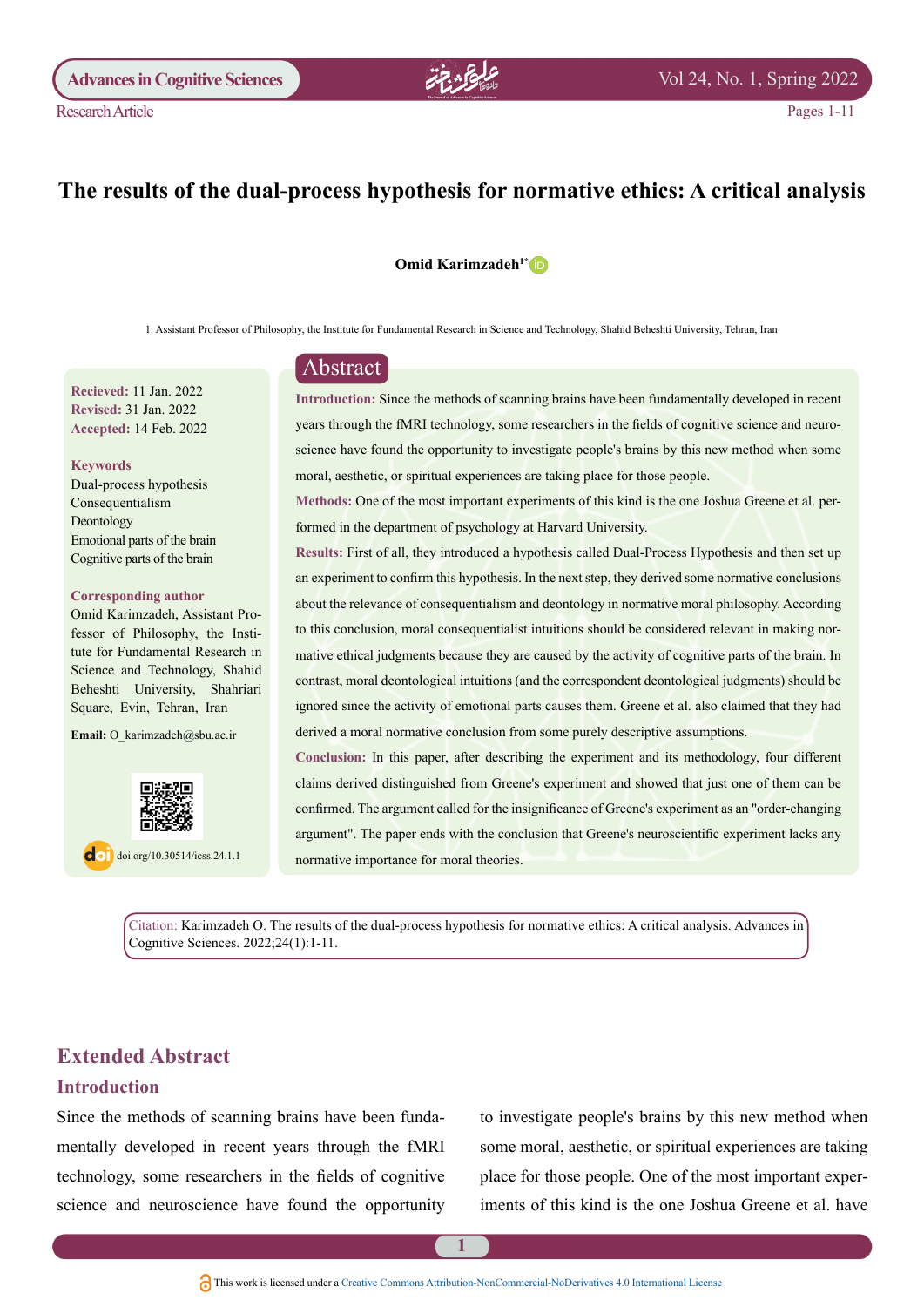Research Article

# The results of the dual-process hypothesis for normative ethics: A critical analysis

**Omid Karimzadeh**[1*]

1. Assistant Professor of Philosophy, the Institute for Fundamental Research in Science and Technology, Shahid Beheshti University, Tehran, Iran

**Recieved:** 11 Jan. 2022
**Revised:** 31 Jan. 2022
**Accepted:** 14 Feb. 2022

**Keywords**
Dual-process hypothesis
Consequentialism
Deontology
Emotional parts of the brain
Cognitive parts of the brain

**Corresponding author**
Omid Karimzadeh, Assistant Professor of Philosophy, the Institute for Fundamental Research in Science and Technology, Shahid Beheshti University, Shahriari Square, Evin, Tehran, Iran

**Email:** O_karimzadeh@sbu.ac.ir

doi.org/10.30514/icss.24.1.1

## Abstract

**Introduction:** Since the methods of scanning brains have been fundamentally developed in recent years through the fMRI technology, some researchers in the fields of cognitive science and neuroscience have found the opportunity to investigate people's brains by this new method when some moral, aesthetic, or spiritual experiences are taking place for those people.

**Methods:** One of the most important experiments of this kind is the one Joshua Greene et al. performed in the department of psychology at Harvard University.

**Results:** First of all, they introduced a hypothesis called Dual-Process Hypothesis and then set up an experiment to confirm this hypothesis. In the next step, they derived some normative conclusions about the relevance of consequentialism and deontology in normative moral philosophy. According to this conclusion, moral consequentialist intuitions should be considered relevant in making normative ethical judgments because they are caused by the activity of cognitive parts of the brain. In contrast, moral deontological intuitions (and the correspondent deontological judgments) should be ignored since the activity of emotional parts causes them. Greene et al. also claimed that they had derived a moral normative conclusion from some purely descriptive assumptions.

**Conclusion:** In this paper, after describing the experiment and its methodology, four different claims derived distinguished from Greene's experiment and showed that just one of them can be confirmed. The argument called for the insignificance of Greene's experiment as an "order-changing argument". The paper ends with the conclusion that Greene's neuroscientific experiment lacks any normative importance for moral theories.

Citation: Karimzadeh O. The results of the dual-process hypothesis for normative ethics: A critical analysis. Advances in Cognitive Sciences. 2022;24(1):1-11.

## Extended Abstract

### Introduction

Since the methods of scanning brains have been fundamentally developed in recent years through the fMRI technology, some researchers in the fields of cognitive science and neuroscience have found the opportunity to investigate people's brains by this new method when some moral, aesthetic, or spiritual experiences are taking place for those people. One of the most important experiments of this kind is the one Joshua Greene et al. have

This work is licensed under a Creative Commons Attribution-NonCommercial-NoDerivatives 4.0 International License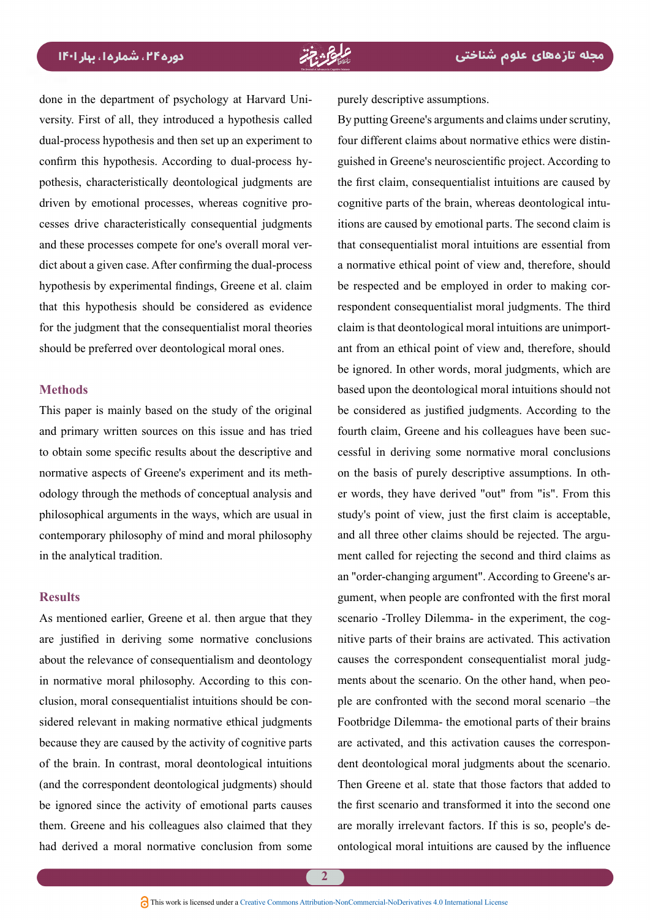done in the department of psychology at Harvard University. First of all, they introduced a hypothesis called dual-process hypothesis and then set up an experiment to confirm this hypothesis. According to dual-process hypothesis, characteristically deontological judgments are driven by emotional processes, whereas cognitive processes drive characteristically consequential judgments and these processes compete for one's overall moral verdict about a given case. After confirming the dual-process hypothesis by experimental findings, Greene et al. claim that this hypothesis should be considered as evidence for the judgment that the consequentialist moral theories should be preferred over deontological moral ones.

## Methods

This paper is mainly based on the study of the original and primary written sources on this issue and has tried to obtain some specific results about the descriptive and normative aspects of Greene's experiment and its methodology through the methods of conceptual analysis and philosophical arguments in the ways, which are usual in contemporary philosophy of mind and moral philosophy in the analytical tradition.

## Results

As mentioned earlier, Greene et al. then argue that they are justified in deriving some normative conclusions about the relevance of consequentialism and deontology in normative moral philosophy. According to this conclusion, moral consequentialist intuitions should be considered relevant in making normative ethical judgments because they are caused by the activity of cognitive parts of the brain. In contrast, moral deontological intuitions (and the correspondent deontological judgments) should be ignored since the activity of emotional parts causes them. Greene and his colleagues also claimed that they had derived a moral normative conclusion from some purely descriptive assumptions.

By putting Greene's arguments and claims under scrutiny, four different claims about normative ethics were distinguished in Greene's neuroscientific project. According to the first claim, consequentialist intuitions are caused by cognitive parts of the brain, whereas deontological intuitions are caused by emotional parts. The second claim is that consequentialist moral intuitions are essential from a normative ethical point of view and, therefore, should be respected and be employed in order to making correspondent consequentialist moral judgments. The third claim is that deontological moral intuitions are unimportant from an ethical point of view and, therefore, should be ignored. In other words, moral judgments, which are based upon the deontological moral intuitions should not be considered as justified judgments. According to the fourth claim, Greene and his colleagues have been successful in deriving some normative moral conclusions on the basis of purely descriptive assumptions. In other words, they have derived "out" from "is". From this study's point of view, just the first claim is acceptable, and all three other claims should be rejected. The argument called for rejecting the second and third claims as an "order-changing argument". According to Greene's argument, when people are confronted with the first moral scenario -Trolley Dilemma- in the experiment, the cognitive parts of their brains are activated. This activation causes the correspondent consequentialist moral judgments about the scenario. On the other hand, when people are confronted with the second moral scenario –the Footbridge Dilemma- the emotional parts of their brains are activated, and this activation causes the correspondent deontological moral judgments about the scenario. Then Greene et al. state that those factors that added to the first scenario and transformed it into the second one are morally irrelevant factors. If this is so, people's deontological moral intuitions are caused by the influence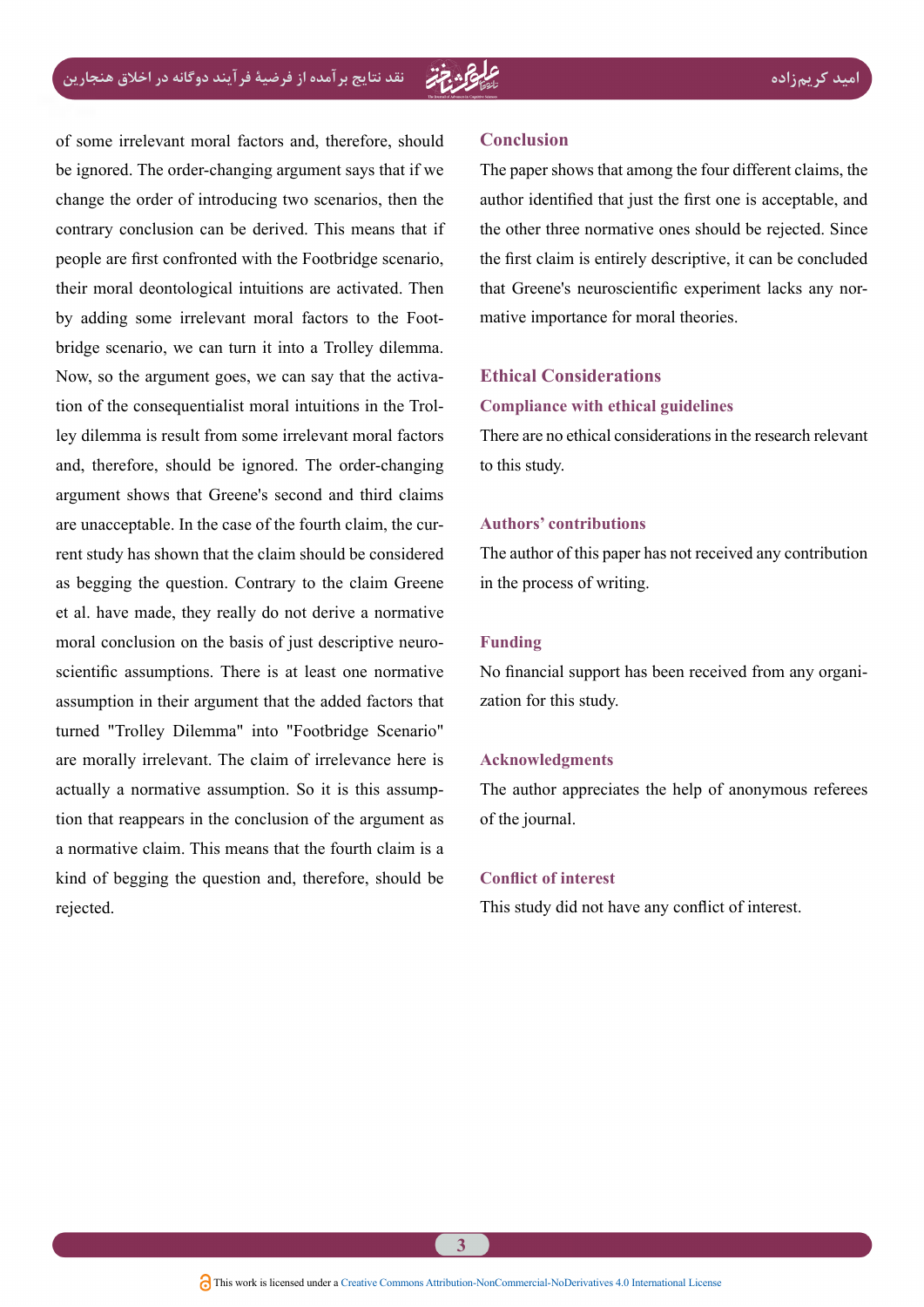of some irrelevant moral factors and, therefore, should be ignored. The order-changing argument says that if we change the order of introducing two scenarios, then the contrary conclusion can be derived. This means that if people are first confronted with the Footbridge scenario, their moral deontological intuitions are activated. Then by adding some irrelevant moral factors to the Footbridge scenario, we can turn it into a Trolley dilemma. Now, so the argument goes, we can say that the activation of the consequentialist moral intuitions in the Trolley dilemma is result from some irrelevant moral factors and, therefore, should be ignored. The order-changing argument shows that Greene's second and third claims are unacceptable. In the case of the fourth claim, the current study has shown that the claim should be considered as begging the question. Contrary to the claim Greene et al. have made, they really do not derive a normative moral conclusion on the basis of just descriptive neuroscientific assumptions. There is at least one normative assumption in their argument that the added factors that turned "Trolley Dilemma" into "Footbridge Scenario" are morally irrelevant. The claim of irrelevance here is actually a normative assumption. So it is this assumption that reappears in the conclusion of the argument as a normative claim. This means that the fourth claim is a kind of begging the question and, therefore, should be rejected.

## Conclusion

The paper shows that among the four different claims, the author identified that just the first one is acceptable, and the other three normative ones should be rejected. Since the first claim is entirely descriptive, it can be concluded that Greene's neuroscientific experiment lacks any normative importance for moral theories.

## Ethical Considerations

### Compliance with ethical guidelines

There are no ethical considerations in the research relevant to this study.

### Authors' contributions

The author of this paper has not received any contribution in the process of writing.

### Funding

No financial support has been received from any organization for this study.

### Acknowledgments

The author appreciates the help of anonymous referees of the journal.

### Conflict of interest

This study did not have any conflict of interest.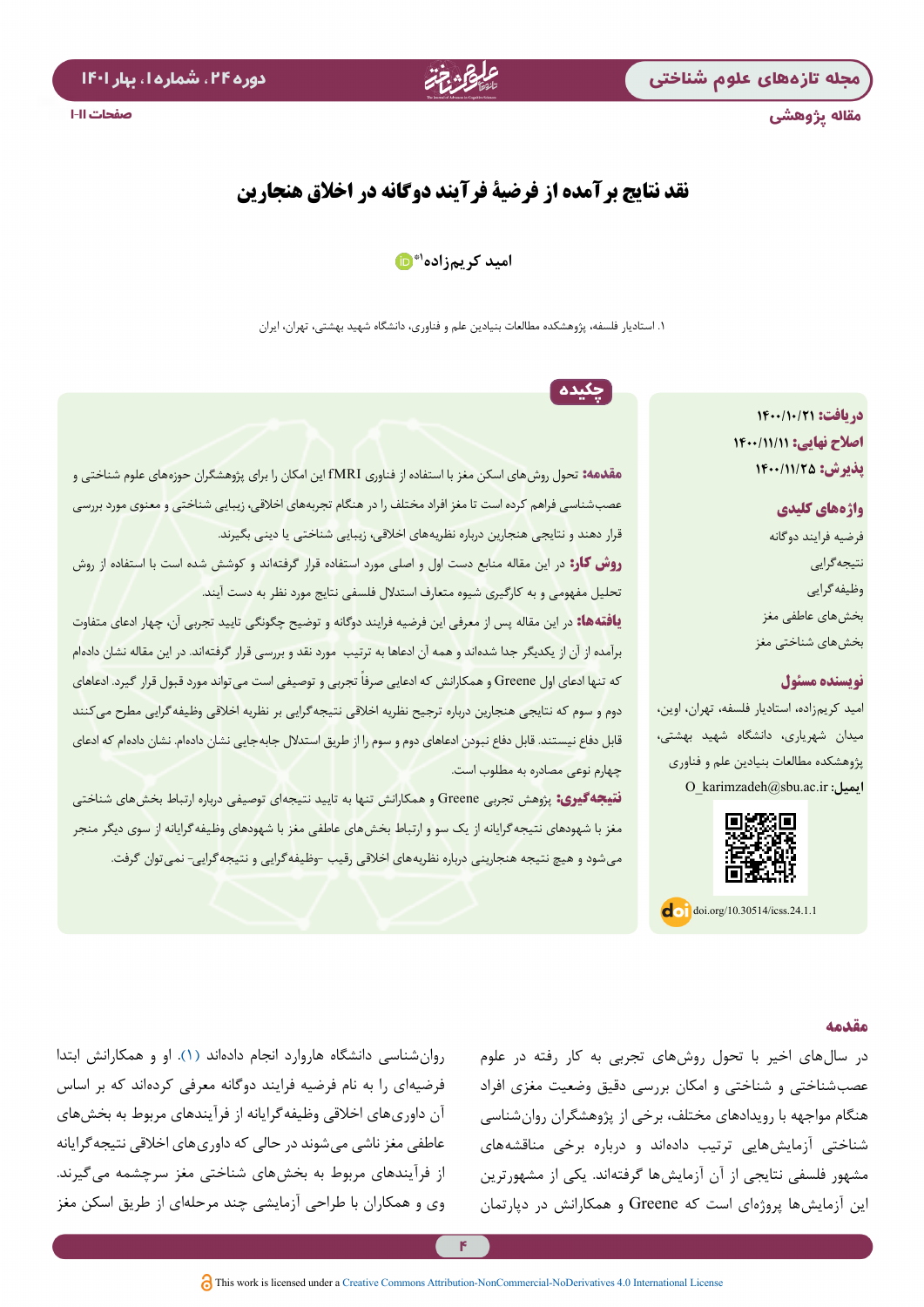مقاله پژوهشی

# نقد نتایج برآمده از فرضیۀ فرآیند دوگانه در اخلاق هنجارین

امید کریم‌زاده[1*]

۱. استادیار فلسفه، پژوهشکده مطالعات بنیادین علم و فناوری، دانشگاه شهید بهشتی، تهران، ایران

**دریافت:** ۱۴۰۰/۱۰/۲۱
**اصلاح نهایی:** ۱۴۰۰/۱۱/۱۱
**پذیرش:** ۱۴۰۰/۱۱/۲۵

**واژه‌های کلیدی**

فرضیه فرایند دوگانه
نتیجه‌گرایی
وظیفه‌گرایی
بخش‌های عاطفی مغز
بخش‌های شناختی مغز

**نویسنده مسئول**

امید کریم‌زاده، استادیار فلسفه، تهران، اوین، میدان شهریاری، دانشگاه شهید بهشتی، پژوهشکده مطالعات بنیادین علم و فناوری

**ایمیل:** O_karimzadeh@sbu.ac.ir

doi.org/10.30514/icss.24.1.1

## چکیده

**مقدمه:** تحول روش‌های اسکن مغز با استفاده از فناوری fMRI این امکان را برای پژوهشگران حوزه‌های علوم شناختی و عصب‌شناسی فراهم کرده است تا مغز افراد مختلف را در هنگام تجربه‌های اخلاقی، زیبایی شناختی و معنوی مورد بررسی قرار دهند و نتایجی هنجارین درباره نظریه‌های اخلاقی، زیبایی شناختی یا دینی بگیرند.

**روش کار:** در این مقاله منابع دست اول و اصلی مورد استفاده قرار گرفته‌اند و کوشش شده است با استفاده از روش تحلیل مفهومی و به کارگیری شیوه متعارف استدلال فلسفی نتایج مورد نظر به دست آیند.

**یافته‌ها:** در این مقاله پس از معرفی این فرضیه فرایند دوگانه و توضیح چگونگی تایید تجربی آن، چهار ادعای متفاوت برآمده از آن از یکدیگر جدا شده‌اند و همه آن ادعاها به ترتیب مورد نقد و بررسی قرار گرفته‌اند. در این مقاله نشان داده‌ام که تنها ادعای اول Greene و همکارانش که ادعایی صرفاً تجربی و توصیفی است می‌تواند مورد قبول قرار گیرد. ادعاهای دوم و سوم که نتایجی هنجارین درباره ترجیح نظریه اخلاقی نتیجه‌گرایی بر نظریه اخلاقی وظیفه‌گرایی مطرح می‌کنند قابل دفاع نیستند. قابل دفاع نبودن ادعاهای دوم و سوم را از طریق استدلال جابه‌جایی نشان داده‌ام. نشان داده‌ام که ادعای چهارم نوعی مصادره به مطلوب است.

**نتیجه‌گیری:** پژوهش تجربی Greene و همکارانش تنها به تایید نتیجه‌ای توصیفی درباره ارتباط بخش‌های شناختی مغز با شهودهای نتیجه‌گرایانه از یک سو و ارتباط بخش‌های عاطفی مغز با شهودهای وظیفه‌گرایانه از سوی دیگر منجر می‌شود و هیچ نتیجه هنجارینی درباره نظریه‌های اخلاقی رقیب -وظیفه‌گرایی و نتیجه‌گرایی- نمی‌توان گرفت.

## مقدمه

در سال‌های اخیر با تحول روش‌های تجربی به کار رفته در علوم عصب‌شناختی و شناختی و امکان بررسی دقیق وضعیت مغزی افراد هنگام مواجهه با رویدادهای مختلف، برخی از پژوهشگران روان‌شناسی شناختی آزمایش‌هایی ترتیب داده‌اند و درباره برخی مناقشه‌های مشهور فلسفی نتایجی از آن آزمایش‌ها گرفته‌اند. یکی از مشهورترین این آزمایش‌ها پروژه‌ای است که Greene و همکارانش در دپارتمان روان‌شناسی دانشگاه هاروارد انجام داده‌اند (۱). او و همکارانش ابتدا فرضیه‌ای را به نام فرضیه فرایند دوگانه معرفی کرده‌اند که بر اساس آن داوری‌های اخلاقی وظیفه‌گرایانه از فرآیندهای مربوط به بخش‌های عاطفی مغز ناشی می‌شوند در حالی که داوری‌های اخلاقی نتیجه‌گرایانه از فرآیندهای مربوط به بخش‌های شناختی مغز سرچشمه می‌گیرند. وی و همکاران با طراحی آزمایشی چند مرحله‌ای از طریق اسکن مغز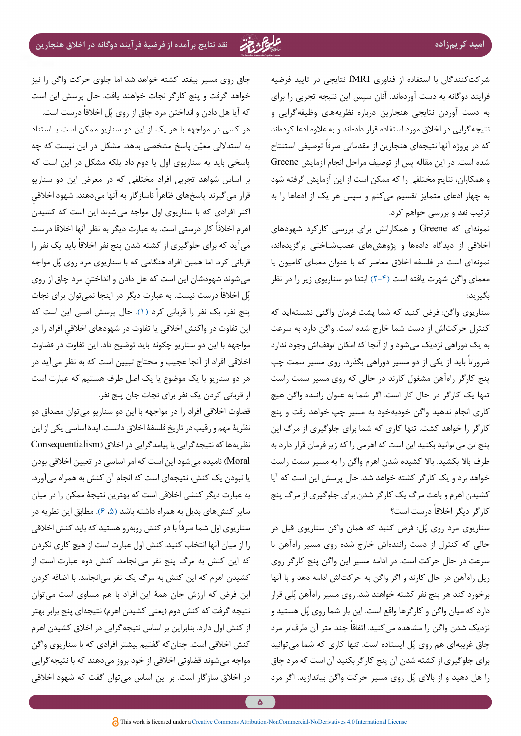شرکت‌کنندگان با استفاده از فناوری fMRI نتایجی در تایید فرضیه فرایند دوگانه به دست آورده‌اند. آنان سپس این نتیجه تجربی را برای به دست آوردن نتایجی هنجارین درباره نظریه‌های وظیفه‌گرایی و نتیجه‌گرایی در اخلاق مورد استفاده قرار داده‌اند و به علاوه ادعا کرده‌اند که در پروژه آنها نتیجه‌ای هنجارین از مقدماتی صرفاً توصیفی استنتاج شده است. در این مقاله پس از توصیف مراحل انجام آزمایش Greene و همکاران، نتایج مختلفی را که ممکن است از این آزمایش گرفته شود به چهار ادعای متمایز تقسیم می‌کنم و سپس هر یک از ادعاها را به ترتیب نقد و بررسی خواهم کرد.

نمونه‌ای که Greene و همکارانش برای بررسی کارکرد شهودهای اخلاقی از دیدگاه داده‌ها و پژوهش‌های عصب‌شناختی برگزیده‌اند، نمونه‌ای است در فلسفه اخلاق معاصر که با عنوان معمای کامیون یا معمای واگن شهرت یافته است (۴-۲) ابتدا دو سناریوی زیر را در نظر بگیرید:

سناریوی واگن: فرض کنید که شما پشت فرمان واگنی نشسته‌اید که کنترل حرکت‌اش از دست شما خارج شده است. واگن دارد به سرعت به یک دوراهی نزدیک می‌شود و از آنجا که امکان توقف‌اش وجود ندارد ضرورتاً باید از یکی از دو مسیر دوراهی بگذرد. روی مسیر سمت چپ پنج کارگر راه‌آهن مشغول کارند در حالی که روی مسیر سمت راست تنها یک کارگر در حال کار است. اگر شما به عنوان راننده واگن هیچ کاری انجام ندهید واگن خودبه‌خود به مسیر چپ خواهد رفت و پنج کارگر را خواهد کشت. تنها کاری که شما برای جلوگیری از مرگ این پنج تن می‌توانید بکنید این است که اهرمی را که زیر فرمان قرار دارد به طرف بالا بکشید. بالا کشیده شدن اهرم واگن را به مسیر سمت راست خواهد برد و یک کارگر کشته خواهد شد. حال پرسش این است که آیا کشیدن اهرم و باعث مرگ یک کارگر شدن برای جلوگیری از مرگ پنج کارگر دیگر اخلاقاً درست است؟

سناریوی مرد روی پُل: فرض کنید که همان واگن سناریوی قبل در حالی که کنترل از دست راننده‌اش خارج شده روی مسیر راه‌آهن با سرعت در حال حرکت است. در ادامه مسیر این واگن پنج کارگر روی ریل راه‌آهن در حال کارند و اگر واگن به حرکت‌اش ادامه دهد و با آنها برخورد کند هر پنج نفر کشته خواهند شد. روی مسیر راه‌آهن پُلی قرار دارد که میان واگن و کارگرها واقع است. این بار شما روی پُل هستید و نزدیک شدن واگن را مشاهده می‌کنید. اتفاقاً چند متر آن طرف‌تر مرد چاق غریبه‌ای هم روی پُل ایستاده است. تنها کاری که شما می‌توانید برای جلوگیری از کشته شدن آن پنج کارگر بکنید آن است که مرد چاق را هل دهید و از بالای پُل روی مسیر حرکت واگن بیاندازید. اگر مرد چاق روی مسیر بیفتد کشته خواهد شد اما جلوی حرکت واگن را نیز خواهد گرفت و پنج کارگر نجات خواهند یافت. حال پرسش این است که آیا هل دادن و انداختن مرد چاق از روی پُل اخلاقاً درست است.

هر کسی در مواجهه با هر یک از این دو سناریو ممکن است با استناد به استدلالی معیّن پاسخ مشخصی بدهد. مشکل در این نیست که چه پاسخی باید به سناریوی اول یا دوم داد بلکه مشکل در این است که بر اساس شواهد تجربی افراد مختلفی که در معرض این دو سناریو قرار می‌گیرند پاسخ‌های ظاهراً ناسازگار به آنها می‌دهند. شهود اخلاقیِ اکثر افرادی که با سناریوی اول مواجه می‌شوند این است که کشیدن اهرم اخلاقاً کار درستی است. به عبارت دیگر به نظر آنها اخلاقاً درست می‌آید که برای جلوگیری از کشته شدن پنج نفر اخلاقاً باید یک نفر را قربانی کرد. اما همین افراد هنگامی که با سناریوی مرد روی پُل مواجه می‌شوند شهودشان این است که هل دادن و انداختنِ مرد چاق از روی پُل اخلاقاً درست نیست. به عبارت دیگر در اینجا نمی‌توان برای نجات پنج نفر، یک نفر را قربانی کرد (۱). حال پرسش اصلی این است که این تفاوت در واکنش اخلاقی یا تفاوت در شهودهای اخلاقیِ افراد را در مواجهه با این دو سناریو چگونه باید توضیح داد. این تفاوت در قضاوت اخلاقی افراد از آنجا عجیب و محتاج تبیین است که به نظر می‌آید در هر دو سناریو با یک موضوع یا یک اصل طرف هستیم که عبارت است از قربانی کردن یک نفر برای نجات جان پنج نفر.

قضاوت اخلاقی افراد را در مواجهه با این دو سناریو می‌توان مصداق دو نظریهٔ مهم و رقیب در تاریخ فلسفهٔ اخلاق دانست. ایدهٔ اساسی یکی از این نظریه‌ها که نتیجه‌گرایی یا پیامدگرایی در اخلاق (Consequentialism Moral) نامیده می‌شود این است که امر اساسی در تعیین اخلاقی بودن یا نبودن یک کنش، نتیجه‌ای است که انجام آن کنش به همراه می‌آورد. به عبارت دیگر کنشی اخلاقی است که بهترین نتیجه ممکن را در میان سایر کنش‌های بدیل به همراه داشته باشد (۵، ۶). مطابق این نظریه در سناریوی اول شما صرفاً با دو کنش روبه‌رو هستید که باید کنش اخلاقی را از میان آنها انتخاب کنید. کنش اول عبارت است از هیچ کاری نکردن که این کنش به مرگ پنج نفر می‌انجامد. کنش دوم عبارت است از کشیدن اهرم که این کنش به مرگ یک نفر می‌انجامد. با اضافه کردن این فرض که ارزش جان همهٔ این افراد با هم مساوی است می‌توان نتیجه گرفت که کنش دوم (یعنی کشیدن اهرم) نتیجه‌ای پنج برابر بهتر از کنش اول دارد. بنابراین بر اساس نتیجه‌گرایی در اخلاق کشیدن اهرم کنش اخلاقی است. چنان‌که گفتیم بیشتر افرادی که با سناریوی واگن مواجه می‌شوند قضاوتی اخلاقی از خود بروز می‌دهند که با نتیجه‌گرایی در اخلاق سازگار است. بر این اساس می‌توان گفت که شهود اخلاقی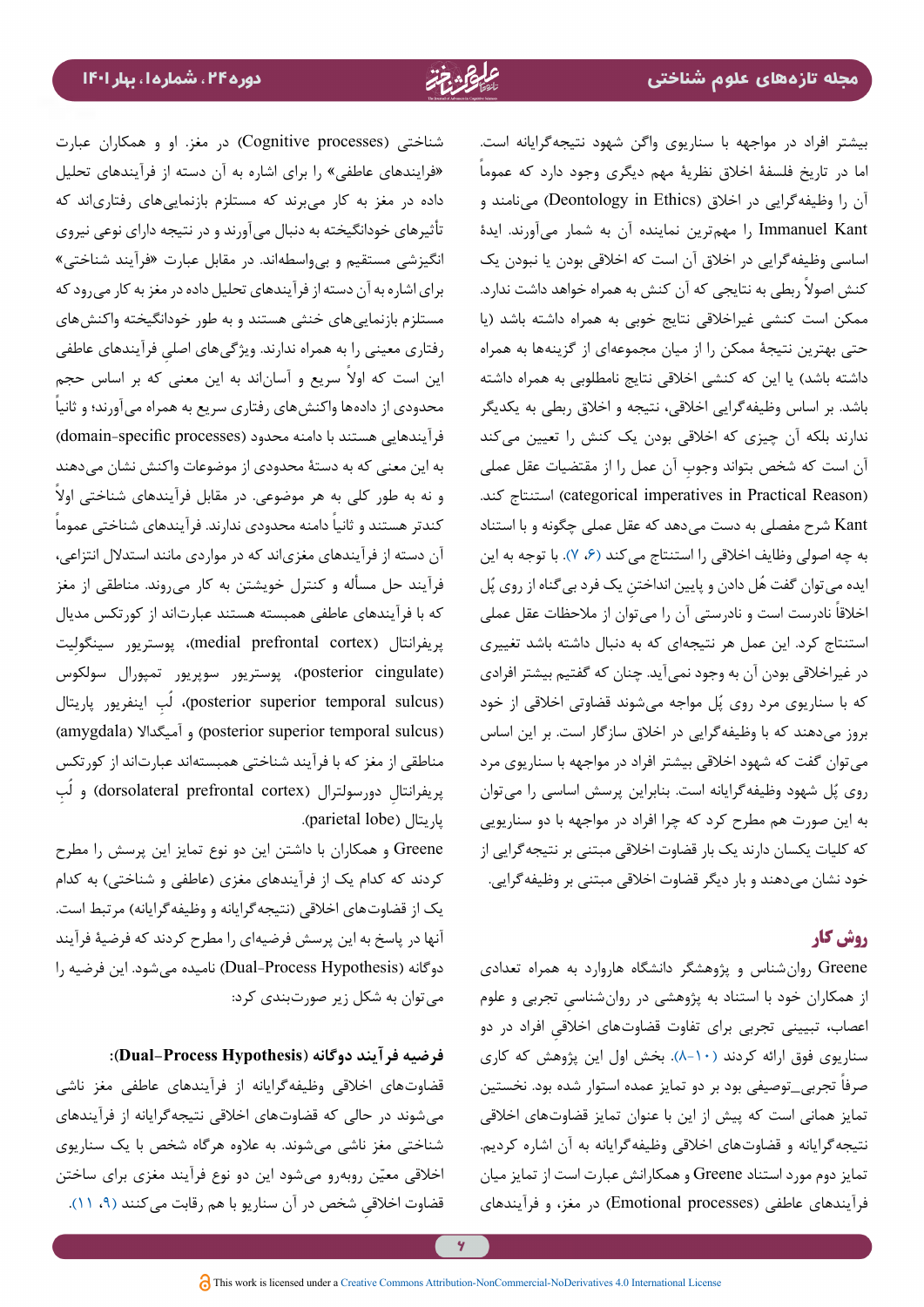بیشتر افراد در مواجهه با سناریوی واگن شهود نتیجه‌گرایانه است. اما در تاریخ فلسفهٔ اخلاق نظریهٔ مهم دیگری وجود دارد که عموماً آن را وظیفه‌گرایی در اخلاق (Deontology in Ethics) می‌نامند و Immanuel Kant را مهم‌ترین نماینده آن به شمار می‌آورند. ایدهٔ اساسی وظیفه‌گرایی در اخلاق آن است که اخلاقی بودن یا نبودن یک کنش اصولاً ربطی به نتایجی که آن کنش به همراه خواهد داشت ندارد. ممکن است کنشی غیراخلاقی نتایج خوبی به همراه داشته باشد (یا حتی بهترین نتیجهٔ ممکن را از میان مجموعه‌ای از گزینه‌ها به همراه داشته باشد) یا این که کنشی اخلاقی نتایج نامطلوبی به همراه داشته باشد. بر اساس وظیفه‌گرایی اخلاقی، نتیجه و اخلاق ربطی به یکدیگر ندارند بلکه آن چیزی که اخلاقی بودن یک کنش را تعیین می‌کند آن است که شخص بتواند وجوبِ آن عمل را از مقتضیات عقل عملی (categorical imperatives in Practical Reason) استنتاج کند. Kant شرح مفصلی به دست می‌دهد که عقل عملی چگونه و با استناد به چه اصولی وظایف اخلاقی را استنتاج می‌کند (۶، ۷). با توجه به این ایده می‌توان گفت هُل دادن و پایین انداختنِ یک فرد بی‌گناه از روی پُل اخلاقاً نادرست است و نادرستی آن را می‌توان از ملاحظات عقل عملی استنتاج کرد. این عمل هر نتیجه‌ای که به دنبال داشته باشد تغییری در غیراخلاقی بودن آن به وجود نمی‌آید. چنان که گفتیم بیشتر افرادی که با سناریوی مرد روی پُل مواجه می‌شوند قضاوتی اخلاقی از خود بروز می‌دهند که با وظیفه‌گرایی در اخلاق سازگار است. بر این اساس می‌توان گفت که شهود اخلاقی بیشتر افراد در مواجهه با سناریوی مرد روی پُل شهود وظیفه‌گرایانه است. بنابراین پرسش اساسی را می‌توان به این صورت هم مطرح کرد که چرا افراد در مواجهه با دو سناریویی که کلیات یکسان دارند یک بار قضاوت اخلاقی مبتنی بر نتیجه‌گرایی از خود نشان می‌دهند و بار دیگر قضاوت اخلاقی مبتنی بر وظیفه‌گرایی.

## روش کار

Greene روان‌شناس و پژوهشگر دانشگاه هاروارد به همراه تعدادی از همکاران خود با استناد به پژوهشی در روان‌شناسی تجربی و علوم اعصاب، تبیینی تجربی برای تفاوت قضاوت‌های اخلاقیِ افراد در دو سناریوی فوق ارائه کردند (۸-۱۰). بخش اول این پژوهش که کاری صرفاً تجربی_توصیفی بود بر دو تمایز عمده استوار شده بود. نخستین تمایز همانی است که پیش از این با عنوان تمایز قضاوت‌های اخلاقی نتیجه‌گرایانه و قضاوت‌های اخلاقی وظیفه‌گرایانه به آن اشاره کردیم. تمایز دوم مورد استناد Greene و همکارانش عبارت است از تمایز میان فرآیندهای عاطفی (Emotional processes) در مغز، و فرآیندهای شناختی (Cognitive processes) در مغز. او و همکاران عبارت «فرایندهای عاطفی» را برای اشاره به آن دسته از فرآیندهای تحلیل داده در مغز به کار می‌برند که مستلزم بازنمایی‌های رفتاری‌اند که تأثیرهای خودانگیخته به دنبال می‌آورند و در نتیجه دارای نوعی نیروی انگیزشی مستقیم و بی‌واسطه‌اند. در مقابل عبارت «فرآیند شناختی» برای اشاره به آن دسته از فرآیندهای تحلیل داده در مغز به کار می‌رود که مستلزم بازنمایی‌های خنثی هستند و به طور خودانگیخته واکنش‌های رفتاری معینی را به همراه ندارند. ویژگی‌های اصلی فرآیندهای عاطفی این است که اولاً سریع و آسان‌اند به این معنی که بر اساس حجم محدودی از داده‌ها واکنش‌های رفتاری سریع به همراه می‌آورند؛ و ثانیاً فرآیندهایی هستند با دامنه محدود (domain-specific processes) به این معنی که به دستهٔ محدودی از موضوعات واکنش نشان می‌دهند و نه به طور کلی به هر موضوعی. در مقابل فرآیندهای شناختی اولاً کندتر هستند و ثانیاً دامنه محدودی ندارند. فرآیندهای شناختی عموماً آن دسته از فرآیندهای مغزی‌اند که در مواردی مانند استدلال انتزاعی، فرآیند حل مسأله و کنترل خویشتن به کار می‌روند. مناطقی از مغز که با فرآیندهای عاطفی همبسته هستند عبارت‌اند از کورتکس مدیال پریفرانتال (medial prefrontal cortex)، پوستریور سینگولِیت (posterior cingulate)، پوستریور سوپریور تمپورال سولکوس (posterior superior temporal sulcus)، لُبِ اینفریور پاریتال (posterior superior temporal sulcus) و آمیگدالا (amygdala) مناطقی از مغز که با فرآیند شناختی همبسته‌اند عبارت‌اند از کورتکس پریفرانتالِ دورسولترال (dorsolateral prefrontal cortex) و لُبِ پاریتال (parietal lobe).

Greene و همکاران با داشتن این دو نوع تمایز این پرسش را مطرح کردند که کدام یک از فرآیندهای مغزی (عاطفی و شناختی) به کدام یک از قضاوت‌های اخلاقی (نتیجه‌گرایانه و وظیفه‌گرایانه) مرتبط است. آنها در پاسخ به این پرسش فرضیه‌ای را مطرح کردند که فرضیهٔ فرآیند دوگانه (Dual-Process Hypothesis) نامیده می‌شود. این فرضیه را می‌توان به شکل زیر صورت‌بندی کرد:

**فرضیه فرآیند دوگانه (Dual–Process Hypothesis):**

قضاوت‌های اخلاقی وظیفه‌گرایانه از فرآیندهای عاطفی مغز ناشی می‌شوند در حالی که قضاوت‌های اخلاقی نتیجه‌گرایانه از فرآیندهای شناختی مغز ناشی می‌شوند. به علاوه هرگاه شخص با یک سناریوی اخلاقی معیّن روبه‌رو می‌شود این دو نوع فرآیند مغزی برای ساختن قضاوت اخلاقیِ شخص در آن سناریو با هم رقابت می‌کنند (۹، ۱۱).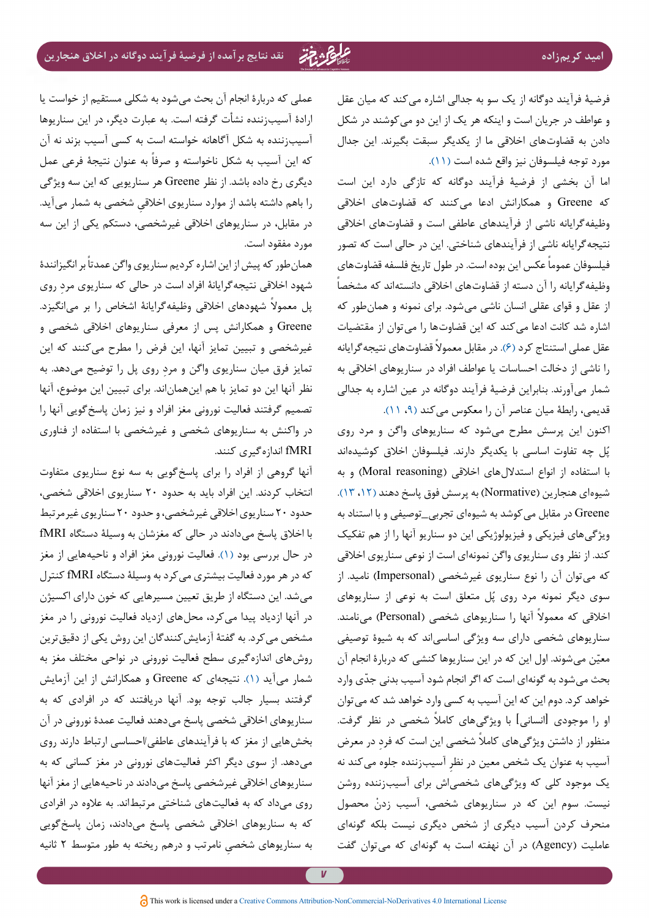فرضیهٔ فرآیند دوگانه از یک سو به جدالی اشاره می‌کند که میان عقل و عواطف در جریان است و اینکه هر یک از این دو می‌کوشند در شکل دادن به قضاوت‌های اخلاقی ما از یکدیگر سبقت بگیرند. این جدال مورد توجه فیلسوفان نیز واقع شده است (۱۱).

اما آن بخشی از فرضیهٔ فرآیند دوگانه که تازگی دارد این است که Greene و همکارانش ادعا می‌کنند که قضاوت‌های اخلاقی وظیفه‌گرایانه ناشی از فرآیندهای عاطفی است و قضاوت‌های اخلاقی نتیجه‌گرایانه ناشی از فرآیندهای شناختی. این در حالی است که تصور فیلسوفان عموماً عکس این بوده است. در طول تاریخ فلسفه قضاوت‌های وظیفه‌گرایانه را آن دسته از قضاوت‌های اخلاقی دانسته‌اند که مشخصاً از عقل و قوای عقلی انسان ناشی می‌شود. برای نمونه و همان‌طور که اشاره شد کانت ادعا می‌کند که این قضاوت‌ها را می‌توان از مقتضیات عقل عملی استنتاج کرد (۶). در مقابل معمولاً قضاوت‌های نتیجه‌گرایانه را ناشی از دخالت احساسات یا عواطف افراد در سناریوهای اخلاقی به شمار می‌آورند. بنابراین فرضیهٔ فرآیند دوگانه در عین اشاره به جدالی قدیمی، رابطهٔ میان عناصر آن را معکوس می‌کند (۹، ۱۱).

اکنون این پرسش مطرح می‌شود که سناریوهای واگن و مرد روی پُل چه تفاوت اساسی با یکدیگر دارند. فیلسوفان اخلاق کوشیده‌اند با استفاده از انواع استدلال‌های اخلاقی (Moral reasoning) و به شیوه‌ای هنجارین (Normative) به پرسش فوق پاسخ دهند (۱۲، ۱۳). Greene در مقابل می‌کوشد به شیوه‌ای تجربی_توصیفی و با استناد به ویژگی‌های فیزیکی و فیزیولوژیکی این دو سناریو آنها را از هم تفکیک کند. از نظر وی سناریوی واگن نمونه‌ای است از نوعی سناریوی اخلاقی که می‌توان آن را نوع سناریوی غیرشخصی (Impersonal) نامید. از سوی دیگر نمونه مرد روی پُل متعلق است به نوعی از سناریوهای اخلاقی که معمولاً آنها را سناریوهای شخصی (Personal) می‌نامند. سناریوهای شخصی دارای سه ویژگی اساسی‌اند که به شیوهٔ توصیفی معیّن می‌شوند. اول این که در این سناریوها کنشی که دربارهٔ انجام آن بحث می‌شود به گونه‌ای است که اگر انجام شود آسیب بدنی جدّی وارد خواهد کرد. دوم این که این آسیب به کسی وارد خواهد شد که می‌توان او را موجودی [انسانی] با ویژگی‌های کاملاً شخصی در نظر گرفت. منظور از داشتن ویژگی‌های کاملاً شخصی این است که فردِ در معرض آسیب به عنوان یک شخص معین در نظرِ آسیب‌زننده جلوه می‌کند نه یک موجود کلی که ویژگی‌های شخصی‌اش برای آسیب‌زننده روشن نیست. سوم این که در سناریوهای شخصی، آسیب زدنْ محصول منحرف کردن آسیب دیگری از شخص دیگری نیست بلکه گونه‌ای عاملیت (Agency) در آن نهفته است به گونه‌ای که می‌توان گفت عملی که دربارهٔ انجام آن بحث می‌شود به شکلی مستقیم از خواست یا ارادهٔ آسیب‌زننده نشأت گرفته است. به عبارت دیگر، در این سناریوها آسیب‌زننده به شکل آگاهانه خواسته است به کسی آسیب بزند نه آن که این آسیب به شکل ناخواسته و صرفاً به عنوان نتیجهٔ فرعی عمل دیگری رخ داده باشد. از نظر Greene هر سناریویی که این سه ویژگی را باهم داشته باشد از موارد سناریوی اخلاقیِ شخصی به شمار می‌آید. در مقابل، در سناریوهای اخلاقی غیرشخصی، دستکم یکی از این سه مورد مفقود است.

همان‌طور که پیش از این اشاره کردیم سناریوی واگن عمدتاً بر انگیزانندهٔ شهود اخلاقی نتیجه‌گرایانهٔ افراد است در حالی که سناریوی مردِ روی پل معمولاً شهودهای اخلاقی وظیفه‌گرایانهٔ اشخاص را بر می‌انگیزد. Greene و همکارانش پس از معرفی سناریوهای اخلاقی شخصی و غیرشخصی و تبیین تمایز آنها، این فرض را مطرح می‌کنند که این تمایز فرق میان سناریوی واگن و مردِ روی پل را توضیح می‌دهد. به نظر آنها این دو تمایز با هم این‌همان‌اند. برای تبیین این موضوع، آنها تصمیم گرفتند فعالیت نورونی مغز افراد و نیز زمان پاسخ‌گویی آنها را در واکنش به سناریوهای شخصی و غیرشخصی با استفاده از فناوری fMRI اندازه‌گیری کنند.

آنها گروهی از افراد را برای پاسخ‌گویی به سه نوع سناریوی متفاوت انتخاب کردند. این افراد باید به حدود ۲۰ سناریوی اخلاقی شخصی، حدود ۲۰ سناریوی اخلاقی غیرشخصی، و حدود ۲۰ سناریوی غیرمرتبط با اخلاق پاسخ می‌دادند در حالی که مغزشان به وسیلهٔ دستگاه fMRI در حال بررسی بود (۱). فعالیت نورونی مغز افراد و ناحیه‌هایی از مغز که در هر مورد فعالیت بیشتری می‌کرد به وسیلهٔ دستگاه fMRI کنترل می‌شد. این دستگاه از طریق تعیین مسیرهایی که خون دارای اکسیژن در آنها ازدیاد پیدا می‌کرد، محل‌های ازدیاد فعالیت نورونی را در مغز مشخص می‌کرد. به گفتهٔ آزمایش‌کنندگان این روش یکی از دقیق‌ترین روش‌های اندازه‌گیری سطح فعالیت نورونی در نواحی مختلف مغز به شمار می‌آید (۱). نتیجه‌ای که Greene و همکارانش از این آزمایش گرفتند بسیار جالب توجه بود. آنها دریافتند که در افرادی که به سناریوهای اخلاقی شخصی پاسخ می‌دهند فعالیت عمدهٔ نورونی در آن بخش‌هایی از مغز که با فرآیندهای عاطفی/احساسی ارتباط دارند روی می‌دهد. از سوی دیگر اکثر فعالیت‌های نورونی در مغز کسانی که به سناریوهای اخلاقی غیرشخصی پاسخ می‌دادند در ناحیه‌هایی از مغز آنها روی می‌داد که به فعالیت‌های شناختی مرتبط‌اند. به علاوه در افرادی که به سناریوهای اخلاقی شخصی پاسخ می‌دادند، زمان پاسخ‌گویی به سناریوهای شخصیِ نامرتب و درهم ریخته به طور متوسط ۲ ثانیه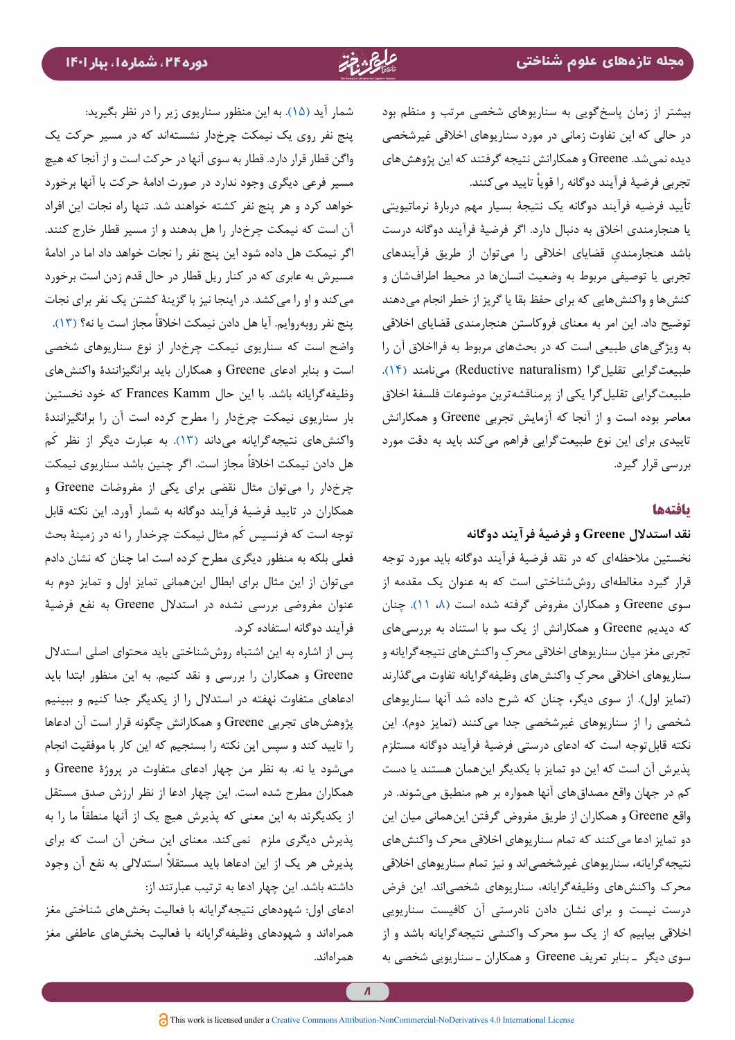بیشتر از زمان پاسخ‌گویی به سناریوهای شخصی مرتب و منظم بود در حالی که این تفاوت زمانی در مورد سناریوهای اخلاقی غیرشخصی دیده نمی‌شد. Greene و همکارانش نتیجه گرفتند که این پژوهش‌های تجربی فرضیهٔ فرآیند دوگانه را قویاً تایید می‌کنند.

تأیید فرضیه فرآیند دوگانه یک نتیجهٔ بسیار مهم دربارهٔ نرماتیویتی یا هنجارمندی اخلاق به دنبال دارد. اگر فرضیهٔ فرآیند دوگانه درست باشد هنجارمندیِ قضایای اخلاقی را می‌توان از طریق فرآیندهای تجربی یا توصیفی مربوط به وضعیت انسان‌ها در محیط اطرافشان و کنش‌ها و واکنش‌هایی که برای حفظ بقا یا گریز از خطر انجام می‌دهند توضیح داد. این امر به معنای فروکاستن هنجارمندی قضایای اخلاقی به ویژگی‌های طبیعی است که در بحث‌های مربوط به فرااخلاق آن را طبیعت‌گرایی تقلیل‌گرا (Reductive naturalism) می‌نامند (۱۴). طبیعت‌گرایی تقلیل‌گرا یکی از پرمناقشه‌ترین موضوعات فلسفهٔ اخلاق معاصر بوده است و از آنجا که آزمایش تجربی Greene و همکارانش تاییدی برای این نوع طبیعت‌گرایی فراهم می‌کند باید به دقت مورد بررسی قرار گیرد.

## یافته‌ها

### نقد استدلال Greene و فرضیهٔ فرآیند دوگانه

نخستین ملاحظه‌ای که در نقد فرضیهٔ فرآیند دوگانه باید مورد توجه قرار گیرد مغالطه‌ای روش‌شناختی است که به عنوان یک مقدمه از سوی Greene و همکاران مفروض گرفته شده است (۸، ۱۱). چنان که دیدیم Greene و همکارانش از یک سو با استناد به بررسی‌های تجربی مغز میان سناریوهای اخلاقی محرکِ واکنش‌های نتیجه‌گرایانه و سناریوهای اخلاقی محرکِ واکنش‌های وظیفه‌گرایانه تفاوت می‌گذارند (تمایز اول). از سوی دیگر، چنان که شرح داده شد آنها سناریوهای شخصی را از سناریوهای غیرشخصی جدا می‌کنند (تمایز دوم). این نکته قابل‌توجه است که ادعای درستی فرضیهٔ فرآیند دوگانه مستلزم پذیرش آن است که این دو تمایز با یکدیگر این‌همان هستند یا دست کم در جهان واقع مصداق‌های آنها همواره بر هم منطبق می‌شوند. در واقع Greene و همکاران از طریق مفروض گرفتن این‌همانی میان این دو تمایز ادعا می‌کنند که تمام سناریوهای اخلاقی محرک واکنش‌های نتیجه‌گرایانه، سناریوهای غیرشخصی‌اند و نیز تمام سناریوهای اخلاقی محرک واکنش‌های وظیفه‌گرایانه، سناریوهای شخصی‌اند. این فرض درست نیست و برای نشان دادن نادرستی آن کافیست سناریویی اخلاقی بیابیم که از یک سو محرک واکنشی نتیجه‌گرایانه باشد و از سوی دیگر ـ بنابر تعریف Greene و همکاران ـ سناریویی شخصی به شمار آید (۱۵). به این منظور سناریوی زیر را در نظر بگیرید:

پنج نفر روی یک نیمکت چرخ‌دار نشسته‌اند که در مسیر حرکت یک واگن قطار قرار دارد. قطار به سوی آنها در حرکت است و از آنجا که هیچ مسیر فرعی دیگری وجود ندارد در صورت ادامهٔ حرکت با آنها برخورد خواهد کرد و هر پنج نفر کشته خواهند شد. تنها راه نجات این افراد آن است که نیمکت چرخ‌دار را هل بدهند و از مسیر قطار خارج کنند. اگر نیمکت هل داده شود این پنج نفر را نجات خواهد داد اما در ادامهٔ مسیرش به عابری که در کنار ریل قطار در حال قدم زدن است برخورد می‌کند و او را می‌کشد. در اینجا نیز با گزینهٔ کشتن یک نفر برای نجات پنج نفر روبه‌روایم. آیا هل دادن نیمکت اخلاقاً مجاز است یا نه؟ (۱۳).

واضح است که سناریوی نیمکت چرخ‌دار از نوع سناریوهای شخصی است و بنابر ادعای Greene و همکاران باید برانگیزانندهٔ واکنش‌های وظیفه‌گرایانه باشد. با این حال Frances Kamm که خود نخستین بار سناریوی نیمکت چرخ‌دار را مطرح کرده است آن را برانگیزانندهٔ واکنش‌های نتیجه‌گرایانه می‌داند (۱۳). به عبارت دیگر از نظر کَم هل دادن نیمکت اخلاقاً مجاز است. اگر چنین باشد سناریوی نیمکت چرخ‌دار را می‌توان مثال نقضی برای یکی از مفروضات Greene و همکاران در تایید فرضیهٔ فرآیند دوگانه به شمار آورد. این نکته قابل توجه است که فرنسیس کَم مثال نیمکت چرخدار را نه در زمینهٔ بحث فعلی بلکه به منظور دیگری طرح کرده است اما چنان که نشان دادم می‌توان از این مثال برای ابطال این‌همانی تمایز اول و تمایز دوم به عنوان مفروضی بررسی نشده در استدلال Greene به نفع فرضیهٔ فرآیند دوگانه استفاده کرد.

پس از اشاره به این اشتباه روش‌شناختی باید محتوای اصلی استدلال Greene و همکاران را بررسی و نقد کنیم. به این منظور ابتدا باید ادعاهای متفاوت نهفته در استدلال را از یکدیگر جدا کنیم و ببینیم پژوهش‌های تجربی Greene و همکاران چگونه قرار است آن ادعاها را تایید کند و سپس این نکته را بسنجیم که این کار با موفقیت انجام می‌شود یا نه. به نظر من چهار ادعای متفاوت در پروژهٔ Greene و همکاران مطرح شده است. این چهار ادعا از نظر ارزش صدق مستقل از یکدیگرند به این معنی که پذیرش هیچ یک از آنها منطقاً ما را به پذیرش دیگری ملزم نمی‌کند. معنای این سخن آن است که برای پذیرش هر یک از این ادعاها باید مستقلاً استدلالی به نفع آن وجود داشته باشد. این چهار ادعا به ترتیب عبارتند از:

ادعای اول: شهودهای نتیجه‌گرایانه با فعالیت بخش‌های شناختی مغز همراه‌اند و شهودهای وظیفه‌گرایانه با فعالیت بخش‌های عاطفی مغز همراه‌اند.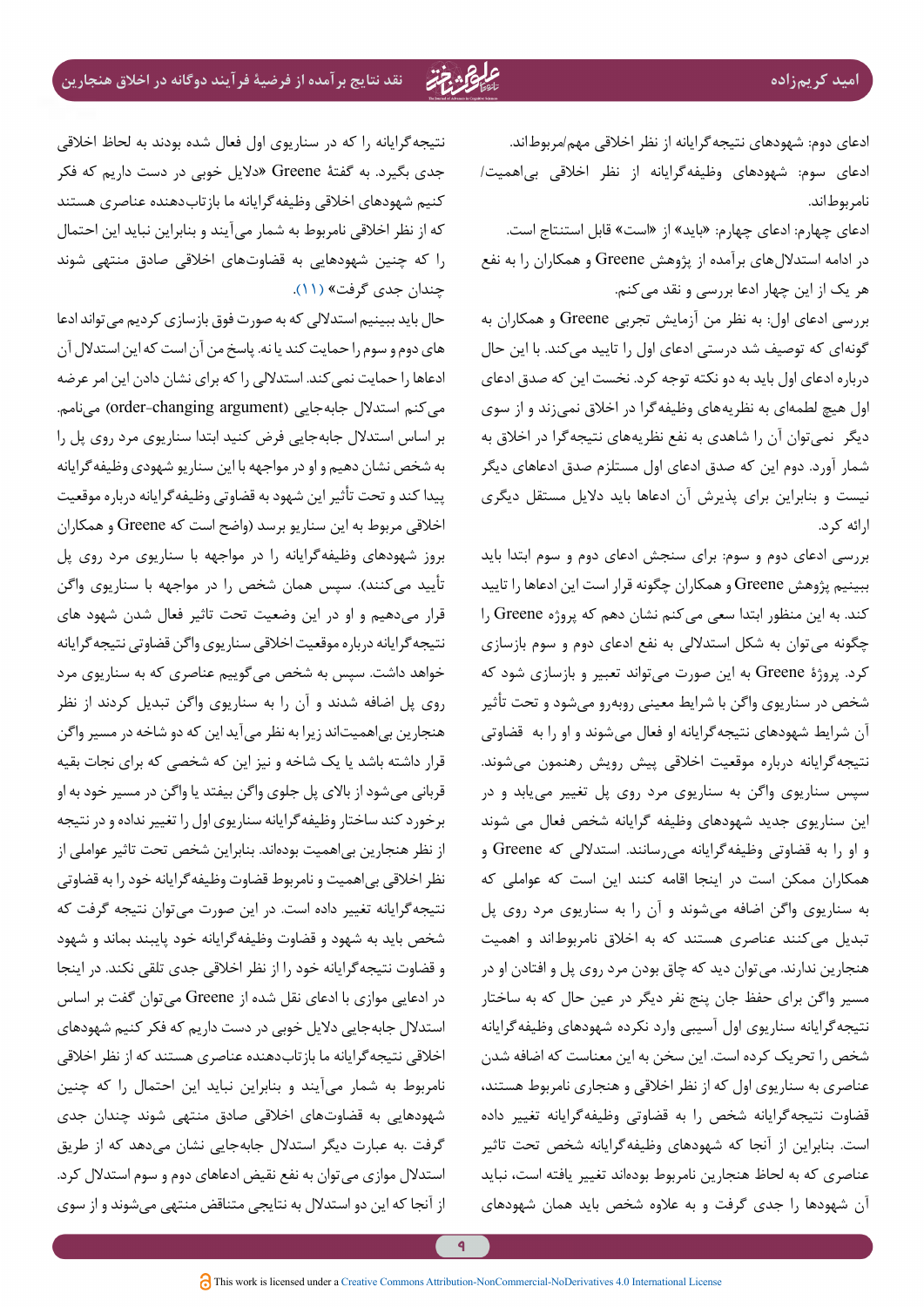ادعای دوم: شهودهای نتیجه‌گرایانه از نظر اخلاقی مهم/مربوط‌اند.

ادعای سوم: شهودهای وظیفه‌گرایانه از نظر اخلاقی بی‌اهمیت/نامربوط‌اند.

ادعای چهارم: ادعای چهارم: «باید» از «است» قابل استنتاج است.

در ادامه استدلال‌های برآمده از پژوهش Greene و همکاران را به نفع هر یک از این چهار ادعا بررسی و نقد می‌کنم.

بررسی ادعای اول: به نظر من آزمایش تجربی Greene و همکاران به گونه‌ای که توصیف شد درستی ادعای اول را تایید می‌کند. با این حال درباره ادعای اول باید به دو نکته توجه کرد. نخست این که صدق ادعای اول هیچ لطمه‌ای به نظریه‌های وظیفه‌گرا در اخلاق نمی‌زند و از سوی دیگر نمی‌توان آن را شاهدی به نفع نظریه‌های نتیجه‌گرا در اخلاق به شمار آورد. دوم این که صدق ادعای اول مستلزم صدق ادعاهای دیگر نیست و بنابراین برای پذیرش آن ادعاها باید دلایل مستقل دیگری ارائه کرد.

بررسی ادعای دوم و سوم: برای سنجش ادعای دوم و سوم ابتدا باید ببینیم پژوهش Greene و همکاران چگونه قرار است این ادعاها را تایید کند. به این منظور ابتدا سعی می‌کنم نشان دهم که پروژه Greene را چگونه می‌توان به شکل استدلالی به نفع ادعای دوم و سوم بازسازی کرد. پروژۀ Greene به این صورت می‌تواند تعبیر و بازسازی شود که شخص در سناریوی واگن با شرایط معینی روبه‌رو می‌شود و تحت تأثیر آن شرایط شهودهای نتیجه‌گرایانه او فعال می‌شوند و او را به قضاوتی نتیجه‌گرایانه درباره موقعیت اخلاقی پیش رویش رهنمون می‌شوند. سپس سناریوی واگن به سناریوی مرد روی پل تغییر می‌یابد و در این سناریوی جدید شهودهای وظیفه گرایانه شخص فعال می شوند و او را به قضاوتی وظیفه‌گرایانه می‌رسانند. استدلالی که Greene و همکاران ممکن است در اینجا اقامه کنند این است که عواملی که به سناریوی واگن اضافه می‌شوند و آن را به سناریوی مرد روی پل تبدیل می‌کنند عناصری هستند که به اخلاق نامربوط‌اند و اهمیت هنجارین ندارند. می‌توان دید که چاق بودن مرد روی پل و افتادن او در مسیر واگن برای حفظ جان پنج نفر دیگر در عین حال که به ساختار نتیجه‌گرایانه سناریوی اول آسیبی وارد نکرده شهودهای وظیفه‌گرایانه شخص را تحریک کرده است. این سخن به این معناست که اضافه شدن عناصری به سناریوی اول که از نظر اخلاقی و هنجاری نامربوط هستند، قضاوت نتیجه‌گرایانه شخص را به قضاوتی وظیفه‌گرایانه تغییر داده است. بنابراین از آنجا که شهودهای وظیفه‌گرایانه شخص تحت تاثیر عناصری که به لحاظ هنجارین نامربوط بوده‌اند تغییر یافته است، نباید آن شهودها را جدی گرفت و به علاوه شخص باید همان شهودهای نتیجه‌گرایانه را که در سناریوی اول فعال شده بودند به لحاظ اخلاقی جدی بگیرد. به گفتۀ Greene «دلایل خوبی در دست داریم که فکر کنیم شهودهای اخلاقی وظیفه‌گرایانه ما بازتاب‌دهنده عناصری هستند که از نظر اخلاقی نامربوط به شمار می‌آیند و بنابراین نباید این احتمال را که چنین شهودهایی به قضاوت‌های اخلاقی صادق منتهی شوند چندان جدی گرفت» (۱۱).

حال باید ببینیم استدلالی که به صورت فوق بازسازی کردیم می‌تواند ادعا های دوم و سوم را حمایت کند یا نه. پاسخ من آن است که این استدلال آن ادعاها را حمایت نمی‌کند. استدلالی را که برای نشان دادن این امر عرضه می‌کنم استدلال جابه‌جایی (order-changing argument) می‌نامم. بر اساس استدلال جابه‌جایی فرض کنید ابتدا سناریوی مرد روی پل را به شخص نشان دهیم و او در مواجهه با این سناریو شهودی وظیفه‌گرایانه پیدا کند و تحت تأثیر این شهود به قضاوتی وظیفه‌گرایانه درباره موقعیت اخلاقی مربوط به این سناریو برسد (واضح است که Greene و همکاران بروز شهودهای وظیفه‌گرایانه را در مواجهه با سناریوی مرد روی پل تأیید می‌کنند). سپس همان شخص را در مواجهه با سناریوی واگن قرار می‌دهیم و او در این وضعیت تحت تاثیر فعال شدن شهود های نتیجه‌گرایانه درباره موقعیت اخلاقی سناریوی واگن قضاوتی نتیجه‌گرایانه خواهد داشت. سپس به شخص می‌گوییم عناصری که به سناریوی مرد روی پل اضافه شدند و آن را به سناریوی واگن تبدیل کردند از نظر هنجارین بی‌اهمیت‌اند زیرا به نظر می‌آید این که دو شاخه در مسیر واگن قرار داشته باشد یا یک شاخه و نیز این که شخصی که برای نجات بقیه قربانی می‌شود از بالای پل جلوی واگن بیفتد یا واگن در مسیر خود به او برخورد کند ساختار وظیفه‌گرایانه سناریوی اول را تغییر نداده و در نتیجه از نظر هنجارین بی‌اهمیت بوده‌اند. بنابراین شخص تحت تاثیر عواملی از نظر اخلاقی بی‌اهمیت و نامربوط قضاوت وظیفه‌گرایانه خود را به قضاوتی نتیجه‌گرایانه تغییر داده است. در این صورت می‌توان نتیجه گرفت که شخص باید به شهود و قضاوت وظیفه‌گرایانه خود پایبند بماند و شهود و قضاوت نتیجه‌گرایانه خود را از نظر اخلاقی جدی تلقی نکند. در اینجا در ادعایی موازی با ادعای نقل شده از Greene می‌توان گفت بر اساس استدلال جابه‌جایی دلایل خوبی در دست داریم که فکر کنیم شهودهای اخلاقی نتیجه‌گرایانه ما بازتاب‌دهنده عناصری هستند که از نظر اخلاقی نامربوط به شمار می‌آیند و بنابراین نباید این احتمال را که چنین شهودهایی به قضاوت‌های اخلاقی صادق منتهی شوند چندان جدی گرفت .به عبارت دیگر استدلال جابه‌جایی نشان می‌دهد که از طریق استدلال موازی می‌توان به نفع نقیض ادعاهای دوم و سوم استدلال کرد. از آنجا که این دو استدلال به نتایجی متناقض منتهی می‌شوند و از سوی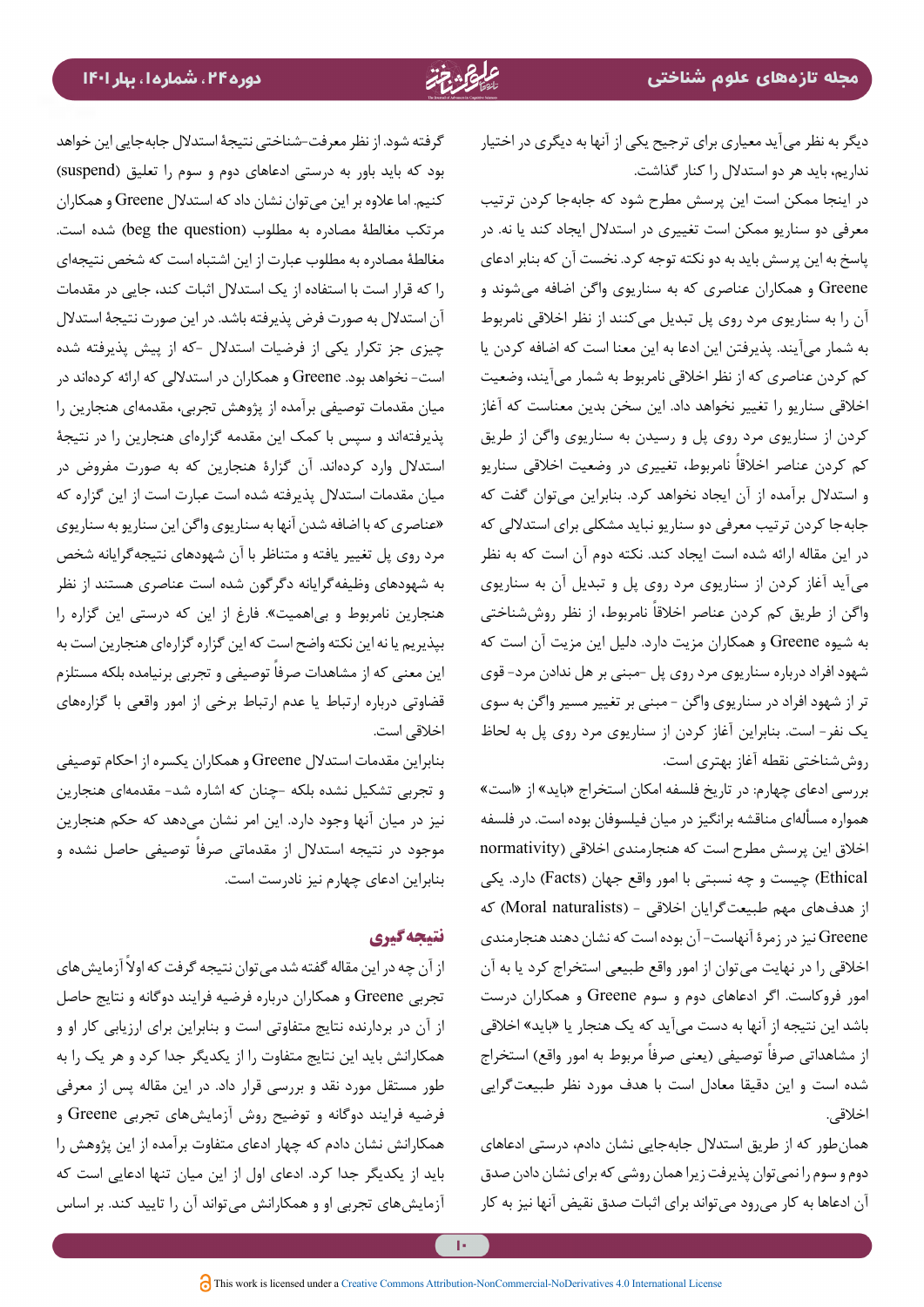دیگر به نظر می‌آید معیاری برای ترجیح یکی از آنها به دیگری در اختیار نداریم، باید هر دو استدلال را کنار گذاشت.

در اینجا ممکن است این پرسش مطرح شود که جابه‌جا کردن ترتیب معرفی دو سناریو ممکن است تغییری در استدلال ایجاد کند یا نه. در پاسخ به این پرسش باید به دو نکته توجه کرد. نخست آن که بنابر ادعای Greene و همکاران عناصری که به سناریوی واگن اضافه می‌شوند و آن را به سناریوی مرد روی پل تبدیل می‌کنند از نظر اخلاقی نامربوط به شمار می‌آیند. پذیرفتن این ادعا به این معنا است که اضافه کردن یا کم کردن عناصری که از نظر اخلاقی نامربوط به شمار می‌آیند، وضعیت اخلاقی سناریو را تغییر نخواهد داد. این سخن بدین معناست که آغاز کردن از سناریوی مرد روی پل و رسیدن به سناریوی واگن از طریق کم کردن عناصر اخلاقاً نامربوط، تغییری در وضعیت اخلاقی سناریو و استدلال برآمده از آن ایجاد نخواهد کرد. بنابراین می‌توان گفت که جابه‌جا کردن ترتیب معرفی دو سناریو نباید مشکلی برای استدلالی که در این مقاله ارائه شده است ایجاد کند. نکته دوم آن است که به نظر می‌آید آغاز کردن از سناریوی مرد روی پل و تبدیل آن به سناریوی واگن از طریق کم کردن عناصر اخلاقاً نامربوط، از نظر روش‌شناختی به شیوه Greene و همکاران مزیت دارد. دلیل این مزیت آن است که شهود افراد درباره سناریوی مرد روی پل -مبنی بر هل ندادن مرد- قوی تر از شهود افراد در سناریوی واگن - مبنی بر تغییر مسیر واگن به سوی یک نفر- است. بنابراین آغاز کردن از سناریوی مرد روی پل به لحاظ روش‌شناختی نقطه آغاز بهتری است.

بررسی ادعای چهارم: در تاریخ فلسفه امکان استخراج «باید» از «است» همواره مسأله‌ای مناقشه برانگیز در میان فیلسوفان بوده است. در فلسفه اخلاق این پرسش مطرح است که هنجارمندی اخلاقی (Ethical normativity) چیست و چه نسبتی با امور واقع جهان (Facts) دارد. یکی از هدف‌های مهم طبیعت‌گرایان اخلاقی - (Moral naturalists) که Greene نیز در زمرهٔ آنهاست- آن بوده است که نشان دهند هنجارمندی اخلاقی را در نهایت می‌توان از امور واقع طبیعی استخراج کرد یا به آن امور فروکاست. اگر ادعاهای دوم و سوم Greene و همکاران درست باشد این نتیجه از آنها به دست می‌آید که یک هنجار یا «باید» اخلاقی از مشاهداتی صرفاً توصیفی (یعنی صرفاً مربوط به امور واقع) استخراج شده است و این دقیقا معادل هدف مورد نظر طبیعت‌گرایی اخلاقی.

همان‌طور که از طریق استدلال جابه‌جایی نشان دادم، درستی ادعاهای دوم و سوم را نمی‌توان پذیرفت زیرا همان روشی که برای نشان دادن صدق آن ادعاها به کار می‌رود می‌تواند برای اثبات صدق نقیض آنها نیز به کار گرفته شود. از نظر معرفت-شناختی نتیجهٔ استدلال جابه‌جایی این خواهد بود که باید باور به درستی ادعاهای دوم و سوم را تعلیق (suspend) کنیم. اما علاوه بر این می‌توان نشان داد که استدلال Greene و همکاران مرتکب مغالطهٔ مصادره به مطلوب (beg the question) شده است. مغالطهٔ مصادره به مطلوب عبارت است از این اشتباه که شخص نتیجه‌ای را که قرار است با استفاده از یک استدلال اثبات کند، جایی در مقدمات آن استدلال به صورت فرض پذیرفته باشد. در این صورت نتیجهٔ استدلال چیزی جز تکرار یکی از فرضیات استدلال -که از پیش پذیرفته شده است- نخواهد بود. Greene و همکاران در استدلالی که ارائه کرده‌اند در میان مقدمات توصیفی برآمده از پژوهش تجربی، مقدمه‌ای هنجارین را پذیرفته‌اند و سپس با کمک این مقدمه گزاره‌ای هنجارین را در نتیجهٔ استدلال وارد کرده‌اند. آن گزارهٔ هنجارین که به صورت مفروض در میان مقدمات استدلال پذیرفته شده است عبارت است از این گزاره که «عناصری که با اضافه شدن آنها به سناریوی واگن این سناریو به سناریوی مرد روی پل تغییر یافته و متناظر با آن شهودهای نتیجه‌گرایانه شخص به شهودهای وظیفه‌گرایانه دگرگون شده است عناصری هستند از نظر هنجارین نامربوط و بی‌اهمیت». فارغ از این که درستی این گزاره را بپذیریم یا نه این نکته واضح است که این گزاره گزاره‌ای هنجارین است به این معنی که از مشاهدات صرفاً توصیفی و تجربی برنیامده بلکه مستلزم قضاوتی درباره ارتباط یا عدم ارتباط برخی از امور واقعی با گزاره‌های اخلاقی است.

بنابراین مقدمات استدلال Greene و همکاران یکسره از احکام توصیفی و تجربی تشکیل نشده بلکه -چنان که اشاره شد- مقدمه‌ای هنجارین نیز در میان آنها وجود دارد. این امر نشان می‌دهد که حکم هنجارین موجود در نتیجه استدلال از مقدماتی صرفاً توصیفی حاصل نشده و بنابراین ادعای چهارم نیز نادرست است.

## نتیجه گیری

از آن چه در این مقاله گفته شد می‌توان نتیجه گرفت که اولاً آزمایش‌های تجربی Greene و همکاران درباره فرضیه فرایند دوگانه و نتایج حاصل از آن در بردارنده نتایج متفاوتی است و بنابراین برای ارزیابی کار او و همکارانش باید این نتایج متفاوت را از یکدیگر جدا کرد و هر یک را به طور مستقل مورد نقد و بررسی قرار داد. در این مقاله پس از معرفی فرضیه فرایند دوگانه و توضیح روش آزمایش‌های تجربی Greene و همکارانش نشان دادم که چهار ادعای متفاوت برآمده از این پژوهش را باید از یکدیگر جدا کرد. ادعای اول از این میان تنها ادعایی است که آزمایش‌های تجربی او و همکارانش می‌تواند آن را تایید کند. بر اساس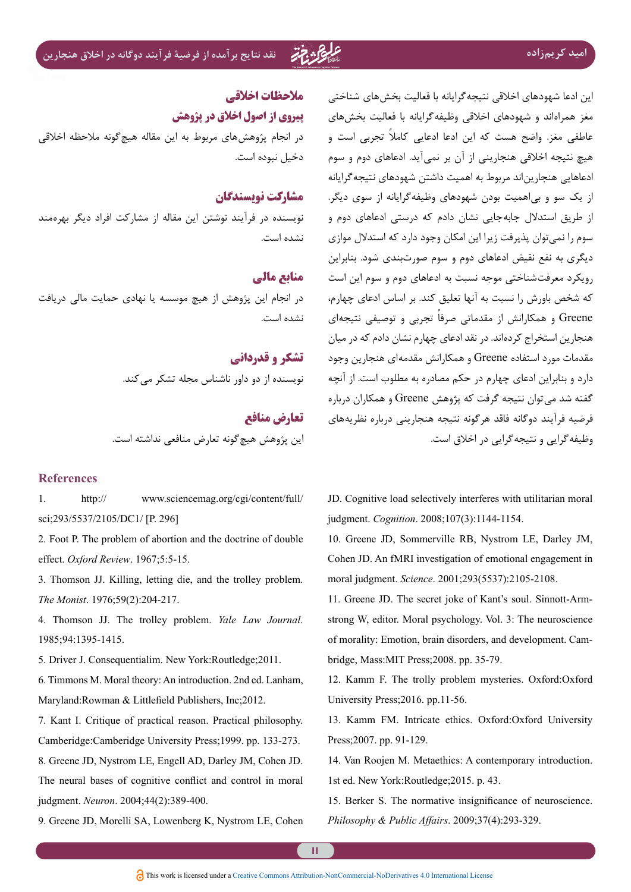این ادعا شهودهای اخلاقی نتیجه‌گرایانه با فعالیت بخش‌های شناختی مغز همراه‌اند و شهودهای اخلاقی وظیفه‌گرایانه با فعالیت بخش‌های عاطفی مغز. واضح هست که این ادعا ادعایی کاملاً تجربی است و هیچ نتیجه اخلاقی هنجارینی از آن بر نمی‌آید. ادعاهای دوم و سوم ادعاهایی هنجارین‌اند مربوط به اهمیت داشتن شهودهای نتیجه‌گرایانه از یک سو و بی‌اهمیت بودن شهودهای وظیفه‌گرایانه از سوی دیگر. از طریق استدلال جابه‌جایی نشان دادم که درستی ادعاهای دوم و سوم را نمی‌توان پذیرفت زیرا این امکان وجود دارد که استدلال موازی دیگری به نفع نقیض ادعاهای دوم و سوم صورت‌بندی شود. بنابراین رویکرد معرفت‌شناختی موجه نسبت به ادعاهای دوم و سوم این است که شخص باورش را نسبت به آنها تعلیق کند. بر اساس ادعای چهارم، Greene و همکارانش از مقدماتی صرفاً تجربی و توصیفی نتیجه‌ای هنجارین استخراج کرده‌اند. در نقد ادعای چهارم نشان دادم که در میان مقدمات مورد استفاده Greene و همکارانش مقدمه‌ای هنجارین وجود دارد و بنابراین ادعای چهارم در حکم مصادره به مطلوب است. از آنچه گفته شد می‌توان نتیجه گرفت که پژوهش Greene و همکاران درباره فرضیه فرآیند دوگانه فاقد هرگونه نتیجه هنجارینی درباره نظریه‌های وظیفه‌گرایی و نتیجه‌گرایی در اخلاق است.

## ملاحظات اخلاقی

### پیروی از اصول اخلاق در پژوهش

در انجام پژوهش‌های مربوط به این مقاله هیچ‌گونه ملاحظه اخلاقی دخیل نبوده است.

### مشارکت نویسندگان

نویسنده در فرآیند نوشتن این مقاله از مشارکت افراد دیگر بهره‌مند نشده است.

### منابع مالی

در انجام این پژوهش از هیچ موسسه یا نهادی حمایت مالی دریافت نشده است.

### تشکر و قدردانی

نویسنده از دو داور ناشناس مجله تشکر می‌کند.

### تعارض منافع

این پژوهش هیچ‌گونه تعارض منافعی نداشته است.

## References

1. http:// www.sciencemag.org/cgi/content/full/sci;293/5537/2105/DC1/ [P. 296]
2. Foot P. The problem of abortion and the doctrine of double effect. *Oxford Review*. 1967;5:5-15.
3. Thomson JJ. Killing, letting die, and the trolley problem. *The Monist*. 1976;59(2):204-217.
4. Thomson JJ. The trolley problem. *Yale Law Journal*. 1985;94:1395-1415.
5. Driver J. Consequentialim. New York:Routledge;2011.
6. Timmons M. Moral theory: An introduction. 2nd ed. Lanham, Maryland:Rowman & Littlefield Publishers, Inc;2012.
7. Kant I. Critique of practical reason. Practical philosophy. Camberidge:Camberidge University Press;1999. pp. 133-273.
8. Greene JD, Nystrom LE, Engell AD, Darley JM, Cohen JD. The neural bases of cognitive conflict and control in moral judgment. *Neuron*. 2004;44(2):389-400.
9. Greene JD, Morelli SA, Lowenberg K, Nystrom LE, Cohen JD. Cognitive load selectively interferes with utilitarian moral judgment. *Cognition*. 2008;107(3):1144-1154.
10. Greene JD, Sommerville RB, Nystrom LE, Darley JM, Cohen JD. An fMRI investigation of emotional engagement in moral judgment. *Science*. 2001;293(5537):2105-2108.
11. Greene JD. The secret joke of Kant's soul. Sinnott-Armstrong W, editor. Moral psychology. Vol. 3: The neuroscience of morality: Emotion, brain disorders, and development. Cambridge, Mass:MIT Press;2008. pp. 35-79.
12. Kamm F. The trolly problem mysteries. Oxford:Oxford University Press;2016. pp.11-56.
13. Kamm FM. Intricate ethics. Oxford:Oxford University Press;2007. pp. 91-129.
14. Van Roojen M. Metaethics: A contemporary introduction. 1st ed. New York:Routledge;2015. p. 43.
15. Berker S. The normative insignificance of neuroscience. *Philosophy & Public Affairs*. 2009;37(4):293-329.

This work is licensed under a Creative Commons Attribution-NonCommercial-NoDerivatives 4.0 International License